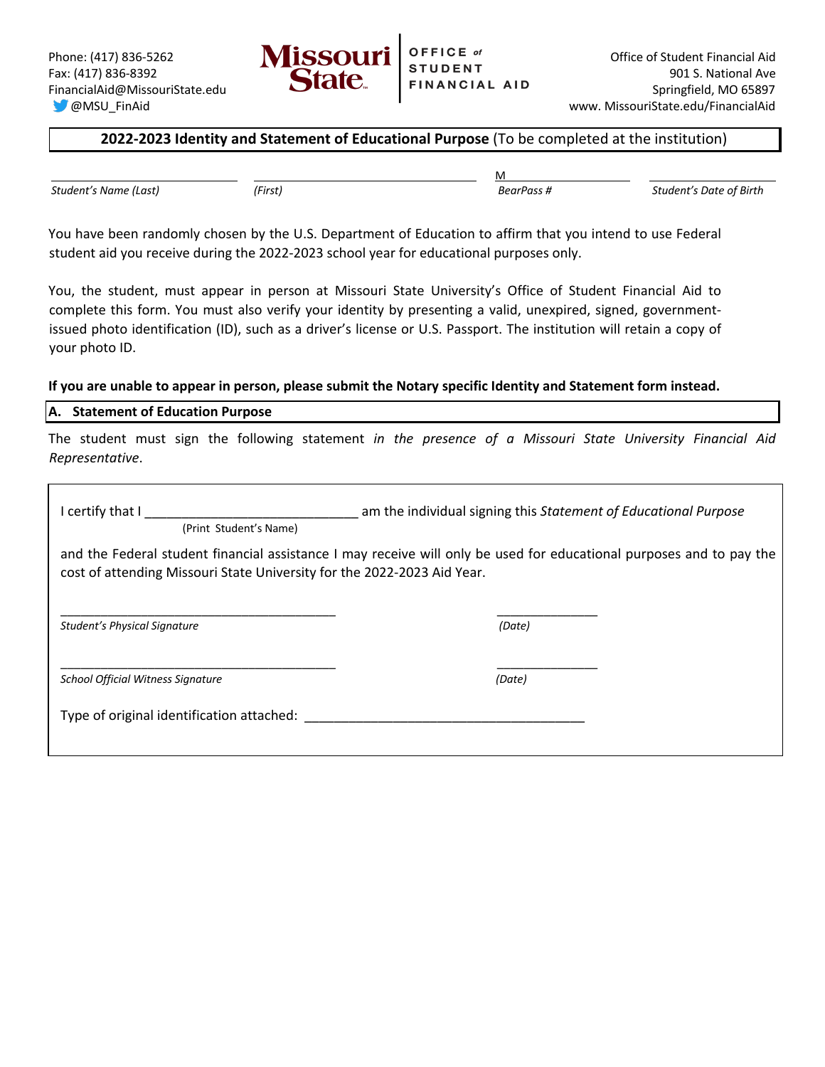Phone: (417) 836-5262
Fax: (417) 836-8392
FinancialAid@MissouriState.edu
@MSU_FinAid

**Missouri State** | OFFICE of STUDENT FINANCIAL AID

Office of Student Financial Aid
901 S. National Ave
Springfield, MO 65897
www. MissouriState.edu/FinancialAid

## 2022-2023 Identity and Statement of Educational Purpose (To be completed at the institution)

| _____________________ | _____________________ | M_____________________ | _____________________ |
|---|---|---|---|
| *Student's Name (Last)* | *(First)* | *BearPass #* | *Student's Date of Birth* |

You have been randomly chosen by the U.S. Department of Education to affirm that you intend to use Federal student aid you receive during the 2022-2023 school year for educational purposes only.

You, the student, must appear in person at Missouri State University's Office of Student Financial Aid to complete this form. You must also verify your identity by presenting a valid, unexpired, signed, government-issued photo identification (ID), such as a driver's license or U.S. Passport. The institution will retain a copy of your photo ID.

**If you are unable to appear in person, please submit the Notary specific Identity and Statement form instead.**

### A. Statement of Education Purpose

The student must sign the following statement *in the presence of a Missouri State University Financial Aid Representative*.

I certify that I ______________________________ am the individual signing this *Statement of Educational Purpose*
(Print Student's Name)

and the Federal student financial assistance I may receive will only be used for educational purposes and to pay the cost of attending Missouri State University for the 2022-2023 Aid Year.

________________________________________ _______________
*Student's Physical Signature* *(Date)*

________________________________________ _______________
*School Official Witness Signature* *(Date)*

Type of original identification attached: ________________________________________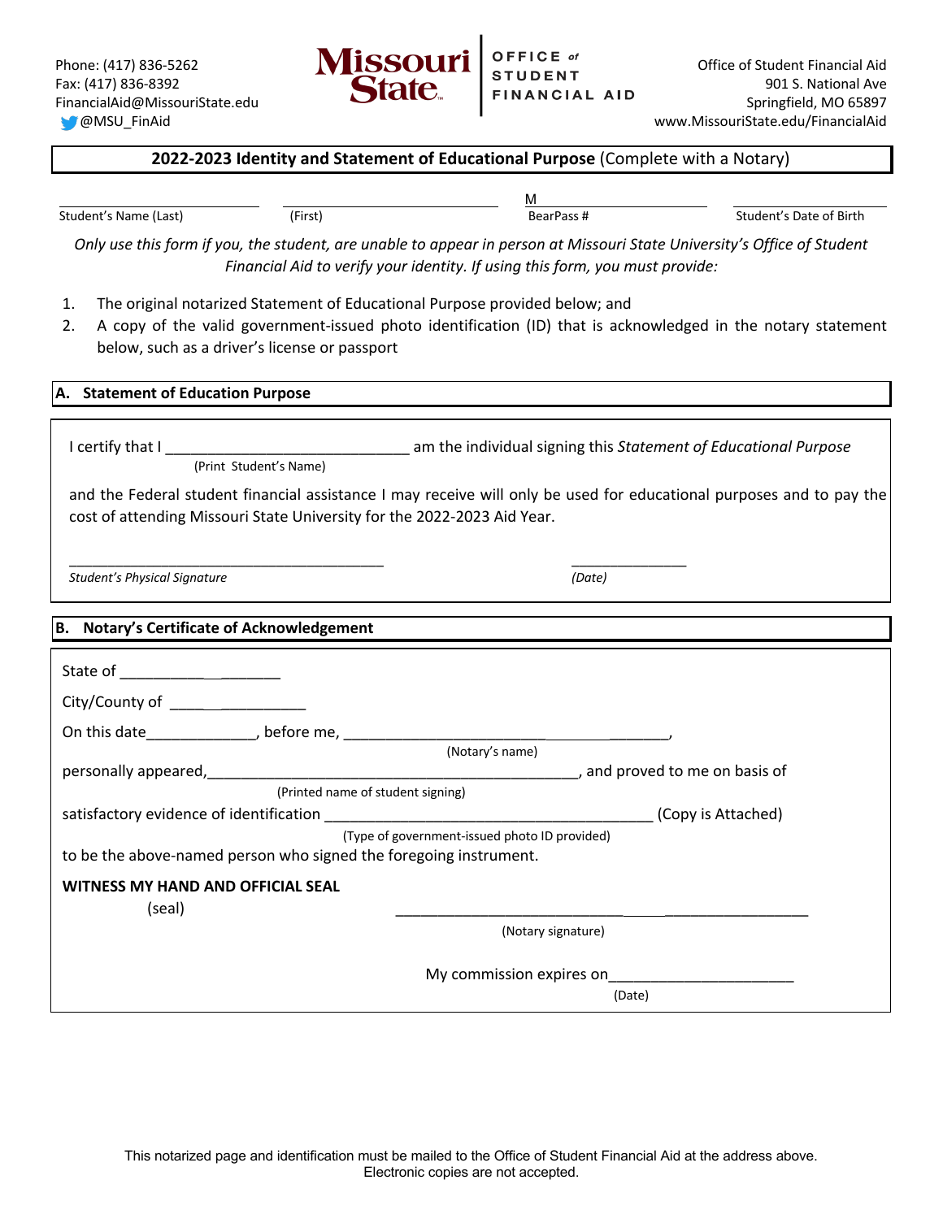Phone: (417) 836-5262
Fax: (417) 836-8392
FinancialAid@MissouriState.edu
@MSU_FinAid

Missouri State | OFFICE of STUDENT FINANCIAL AID

Office of Student Financial Aid
901 S. National Ave
Springfield, MO 65897
www.MissouriState.edu/FinancialAid

## **2022-2023 Identity and Statement of Educational Purpose** (Complete with a Notary)

| ______________________ | ______________________ | M______________________ | ______________________ |
|---|---|---|---|
| Student's Name (Last) | (First) | BearPass # | Student's Date of Birth |

*Only use this form if you, the student, are unable to appear in person at Missouri State University's Office of Student Financial Aid to verify your identity. If using this form, you must provide:*

1. The original notarized Statement of Educational Purpose provided below; and
2. A copy of the valid government-issued photo identification (ID) that is acknowledged in the notary statement below, such as a driver's license or passport

### A. Statement of Education Purpose

I certify that I ____________________________ am the individual signing this *Statement of Educational Purpose*
(Print Student's Name)

and the Federal student financial assistance I may receive will only be used for educational purposes and to pay the cost of attending Missouri State University for the 2022-2023 Aid Year.

________________________________________ ______________
*Student's Physical Signature* *(Date)*

### B. Notary's Certificate of Acknowledgement

State of ___________________

City/County of ________________

On this date_____________, before me, ____________________________________,
(Notary's name)

personally appeared,_____________________________________________, and proved to me on basis of
(Printed name of student signing)

satisfactory evidence of identification ______________________________________ (Copy is Attached)
(Type of government-issued photo ID provided)

to be the above-named person who signed the foregoing instrument.

**WITNESS MY HAND AND OFFICIAL SEAL**

(seal) ______________________________________________
(Notary signature)

My commission expires on______________________
(Date)

This notarized page and identification must be mailed to the Office of Student Financial Aid at the address above. Electronic copies are not accepted.